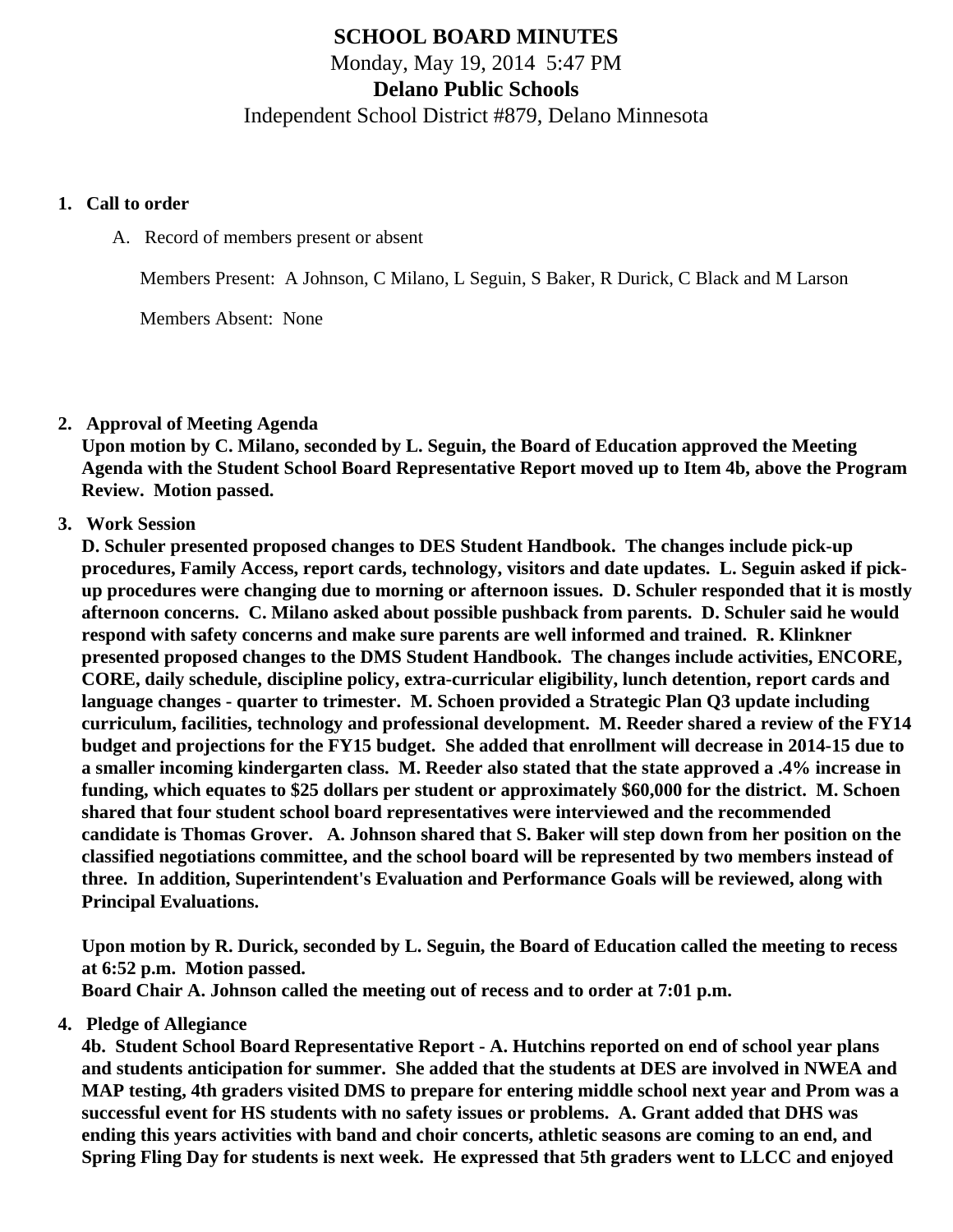# SCHOOL BOARD MINUTES

Monday, May 19, 2014 5:47 PM

**Delano Public Schools**

Independent School District #879, Delano Minnesota

1. **Call to order**

   A. Record of members present or absent

   Members Present: A Johnson, C Milano, L Seguin, S Baker, R Durick, C Black and M Larson

   Members Absent: None

2. **Approval of Meeting Agenda**

   **Upon motion by C. Milano, seconded by L. Seguin, the Board of Education approved the Meeting Agenda with the Student School Board Representative Report moved up to Item 4b, above the Program Review. Motion passed.**

3. **Work Session**

   **D. Schuler presented proposed changes to DES Student Handbook. The changes include pick-up procedures, Family Access, report cards, technology, visitors and date updates. L. Seguin asked if pick-up procedures were changing due to morning or afternoon issues. D. Schuler responded that it is mostly afternoon concerns. C. Milano asked about possible pushback from parents. D. Schuler said he would respond with safety concerns and make sure parents are well informed and trained. R. Klinkner presented proposed changes to the DMS Student Handbook. The changes include activities, ENCORE, CORE, daily schedule, discipline policy, extra-curricular eligibility, lunch detention, report cards and language changes - quarter to trimester. M. Schoen provided a Strategic Plan Q3 update including curriculum, facilities, technology and professional development. M. Reeder shared a review of the FY14 budget and projections for the FY15 budget. She added that enrollment will decrease in 2014-15 due to a smaller incoming kindergarten class. M. Reeder also stated that the state approved a .4% increase in funding, which equates to $25 dollars per student or approximately $60,000 for the district. M. Schoen shared that four student school board representatives were interviewed and the recommended candidate is Thomas Grover. A. Johnson shared that S. Baker will step down from her position on the classified negotiations committee, and the school board will be represented by two members instead of three. In addition, Superintendent's Evaluation and Performance Goals will be reviewed, along with Principal Evaluations.**

   **Upon motion by R. Durick, seconded by L. Seguin, the Board of Education called the meeting to recess at 6:52 p.m. Motion passed.**

   **Board Chair A. Johnson called the meeting out of recess and to order at 7:01 p.m.**

4. **Pledge of Allegiance**

   **4b. Student School Board Representative Report - A. Hutchins reported on end of school year plans and students anticipation for summer. She added that the students at DES are involved in NWEA and MAP testing, 4th graders visited DMS to prepare for entering middle school next year and Prom was a successful event for HS students with no safety issues or problems. A. Grant added that DHS was ending this years activities with band and choir concerts, athletic seasons are coming to an end, and Spring Fling Day for students is next week. He expressed that 5th graders went to LLCC and enjoyed**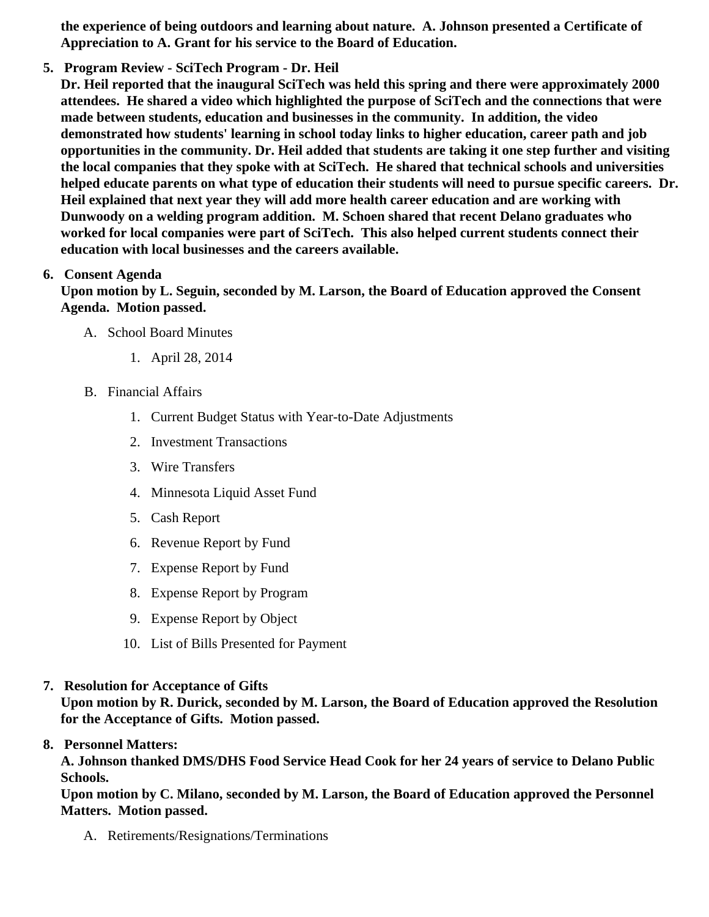**the experience of being outdoors and learning about nature. A. Johnson presented a Certificate of Appreciation to A. Grant for his service to the Board of Education.**

5. **Program Review - SciTech Program - Dr. Heil**
   **Dr. Heil reported that the inaugural SciTech was held this spring and there were approximately 2000 attendees. He shared a video which highlighted the purpose of SciTech and the connections that were made between students, education and businesses in the community. In addition, the video demonstrated how students' learning in school today links to higher education, career path and job opportunities in the community. Dr. Heil added that students are taking it one step further and visiting the local companies that they spoke with at SciTech. He shared that technical schools and universities helped educate parents on what type of education their students will need to pursue specific careers. Dr. Heil explained that next year they will add more health career education and are working with Dunwoody on a welding program addition. M. Schoen shared that recent Delano graduates who worked for local companies were part of SciTech. This also helped current students connect their education with local businesses and the careers available.**

6. **Consent Agenda**
   **Upon motion by L. Seguin, seconded by M. Larson, the Board of Education approved the Consent Agenda. Motion passed.**

   A. School Board Minutes
      1. April 28, 2014

   B. Financial Affairs
      1. Current Budget Status with Year-to-Date Adjustments
      2. Investment Transactions
      3. Wire Transfers
      4. Minnesota Liquid Asset Fund
      5. Cash Report
      6. Revenue Report by Fund
      7. Expense Report by Fund
      8. Expense Report by Program
      9. Expense Report by Object
      10. List of Bills Presented for Payment

7. **Resolution for Acceptance of Gifts**
   **Upon motion by R. Durick, seconded by M. Larson, the Board of Education approved the Resolution for the Acceptance of Gifts. Motion passed.**

8. **Personnel Matters:**
   **A. Johnson thanked DMS/DHS Food Service Head Cook for her 24 years of service to Delano Public Schools.**
   **Upon motion by C. Milano, seconded by M. Larson, the Board of Education approved the Personnel Matters. Motion passed.**

   A. Retirements/Resignations/Terminations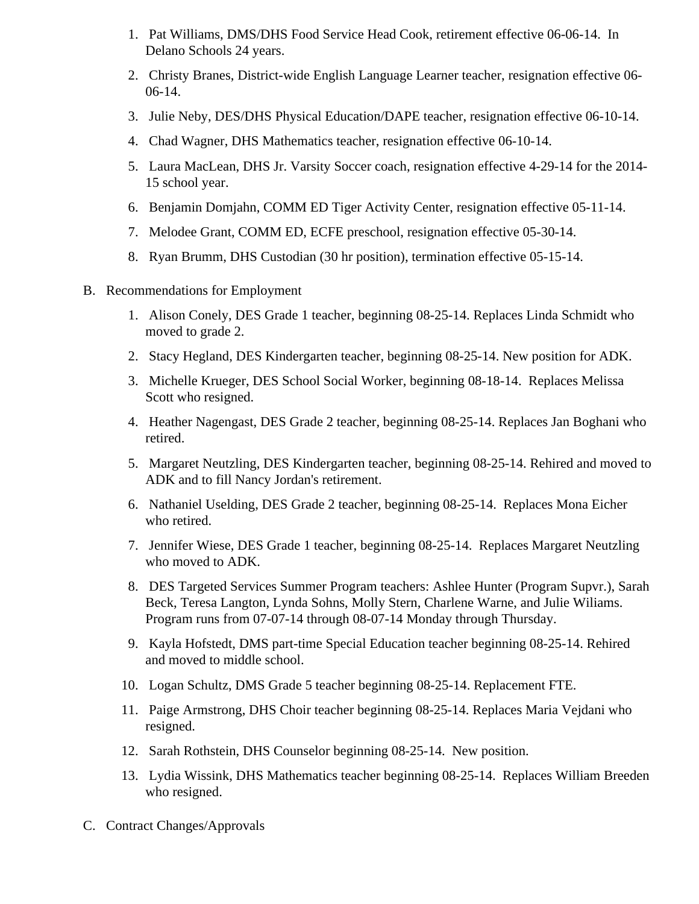1. Pat Williams, DMS/DHS Food Service Head Cook, retirement effective 06-06-14. In Delano Schools 24 years.
2. Christy Branes, District-wide English Language Learner teacher, resignation effective 06-06-14.
3. Julie Neby, DES/DHS Physical Education/DAPE teacher, resignation effective 06-10-14.
4. Chad Wagner, DHS Mathematics teacher, resignation effective 06-10-14.
5. Laura MacLean, DHS Jr. Varsity Soccer coach, resignation effective 4-29-14 for the 2014-15 school year.
6. Benjamin Domjahn, COMM ED Tiger Activity Center, resignation effective 05-11-14.
7. Melodee Grant, COMM ED, ECFE preschool, resignation effective 05-30-14.
8. Ryan Brumm, DHS Custodian (30 hr position), termination effective 05-15-14.

B. Recommendations for Employment

1. Alison Conely, DES Grade 1 teacher, beginning 08-25-14. Replaces Linda Schmidt who moved to grade 2.
2. Stacy Hegland, DES Kindergarten teacher, beginning 08-25-14. New position for ADK.
3. Michelle Krueger, DES School Social Worker, beginning 08-18-14. Replaces Melissa Scott who resigned.
4. Heather Nagengast, DES Grade 2 teacher, beginning 08-25-14. Replaces Jan Boghani who retired.
5. Margaret Neutzling, DES Kindergarten teacher, beginning 08-25-14. Rehired and moved to ADK and to fill Nancy Jordan's retirement.
6. Nathaniel Uselding, DES Grade 2 teacher, beginning 08-25-14. Replaces Mona Eicher who retired.
7. Jennifer Wiese, DES Grade 1 teacher, beginning 08-25-14. Replaces Margaret Neutzling who moved to ADK.
8. DES Targeted Services Summer Program teachers: Ashlee Hunter (Program Supvr.), Sarah Beck, Teresa Langton, Lynda Sohns, Molly Stern, Charlene Warne, and Julie Wiliams. Program runs from 07-07-14 through 08-07-14 Monday through Thursday.
9. Kayla Hofstedt, DMS part-time Special Education teacher beginning 08-25-14. Rehired and moved to middle school.
10. Logan Schultz, DMS Grade 5 teacher beginning 08-25-14. Replacement FTE.
11. Paige Armstrong, DHS Choir teacher beginning 08-25-14. Replaces Maria Vejdani who resigned.
12. Sarah Rothstein, DHS Counselor beginning 08-25-14. New position.
13. Lydia Wissink, DHS Mathematics teacher beginning 08-25-14. Replaces William Breeden who resigned.

C. Contract Changes/Approvals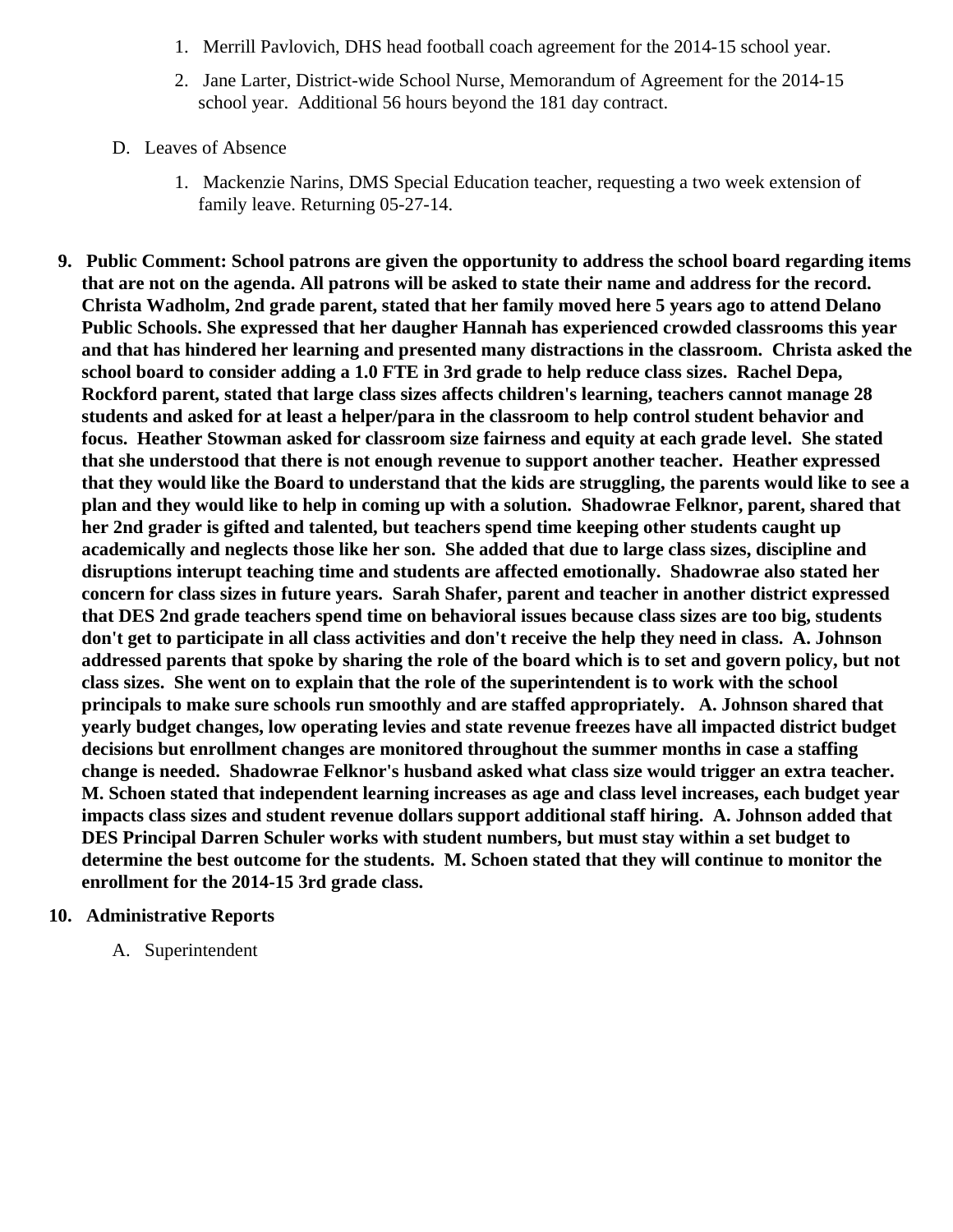1. Merrill Pavlovich, DHS head football coach agreement for the 2014-15 school year.
2. Jane Larter, District-wide School Nurse, Memorandum of Agreement for the 2014-15 school year. Additional 56 hours beyond the 181 day contract.

D. Leaves of Absence

1. Mackenzie Narins, DMS Special Education teacher, requesting a two week extension of family leave. Returning 05-27-14.

9. **Public Comment: School patrons are given the opportunity to address the school board regarding items that are not on the agenda. All patrons will be asked to state their name and address for the record. Christa Wadholm, 2nd grade parent, stated that her family moved here 5 years ago to attend Delano Public Schools. She expressed that her daugher Hannah has experienced crowded classrooms this year and that has hindered her learning and presented many distractions in the classroom. Christa asked the school board to consider adding a 1.0 FTE in 3rd grade to help reduce class sizes. Rachel Depa, Rockford parent, stated that large class sizes affects children's learning, teachers cannot manage 28 students and asked for at least a helper/para in the classroom to help control student behavior and focus. Heather Stowman asked for classroom size fairness and equity at each grade level. She stated that she understood that there is not enough revenue to support another teacher. Heather expressed that they would like the Board to understand that the kids are struggling, the parents would like to see a plan and they would like to help in coming up with a solution. Shadowrae Felknor, parent, shared that her 2nd grader is gifted and talented, but teachers spend time keeping other students caught up academically and neglects those like her son. She added that due to large class sizes, discipline and disruptions interupt teaching time and students are affected emotionally. Shadowrae also stated her concern for class sizes in future years. Sarah Shafer, parent and teacher in another district expressed that DES 2nd grade teachers spend time on behavioral issues because class sizes are too big, students don't get to participate in all class activities and don't receive the help they need in class. A. Johnson addressed parents that spoke by sharing the role of the board which is to set and govern policy, but not class sizes. She went on to explain that the role of the superintendent is to work with the school principals to make sure schools run smoothly and are staffed appropriately. A. Johnson shared that yearly budget changes, low operating levies and state revenue freezes have all impacted district budget decisions but enrollment changes are monitored throughout the summer months in case a staffing change is needed. Shadowrae Felknor's husband asked what class size would trigger an extra teacher. M. Schoen stated that independent learning increases as age and class level increases, each budget year impacts class sizes and student revenue dollars support additional staff hiring. A. Johnson added that DES Principal Darren Schuler works with student numbers, but must stay within a set budget to determine the best outcome for the students. M. Schoen stated that they will continue to monitor the enrollment for the 2014-15 3rd grade class.**

10. **Administrative Reports**

A. Superintendent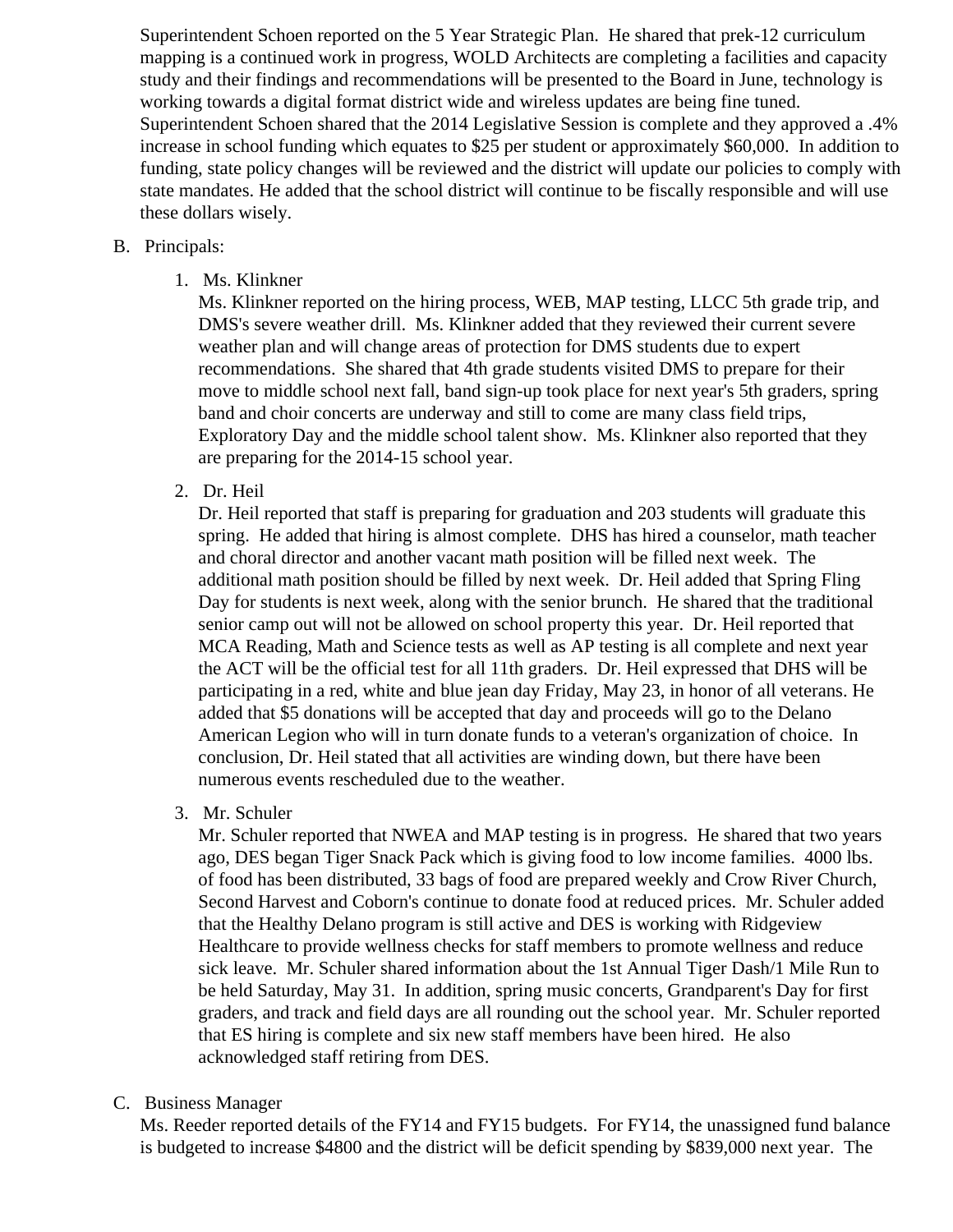Superintendent Schoen reported on the 5 Year Strategic Plan. He shared that prek-12 curriculum mapping is a continued work in progress, WOLD Architects are completing a facilities and capacity study and their findings and recommendations will be presented to the Board in June, technology is working towards a digital format district wide and wireless updates are being fine tuned. Superintendent Schoen shared that the 2014 Legislative Session is complete and they approved a .4% increase in school funding which equates to $25 per student or approximately $60,000. In addition to funding, state policy changes will be reviewed and the district will update our policies to comply with state mandates. He added that the school district will continue to be fiscally responsible and will use these dollars wisely.

B. Principals:

1. Ms. Klinkner
Ms. Klinkner reported on the hiring process, WEB, MAP testing, LLCC 5th grade trip, and DMS's severe weather drill. Ms. Klinkner added that they reviewed their current severe weather plan and will change areas of protection for DMS students due to expert recommendations. She shared that 4th grade students visited DMS to prepare for their move to middle school next fall, band sign-up took place for next year's 5th graders, spring band and choir concerts are underway and still to come are many class field trips, Exploratory Day and the middle school talent show. Ms. Klinkner also reported that they are preparing for the 2014-15 school year.

2. Dr. Heil
Dr. Heil reported that staff is preparing for graduation and 203 students will graduate this spring. He added that hiring is almost complete. DHS has hired a counselor, math teacher and choral director and another vacant math position will be filled next week. The additional math position should be filled by next week. Dr. Heil added that Spring Fling Day for students is next week, along with the senior brunch. He shared that the traditional senior camp out will not be allowed on school property this year. Dr. Heil reported that MCA Reading, Math and Science tests as well as AP testing is all complete and next year the ACT will be the official test for all 11th graders. Dr. Heil expressed that DHS will be participating in a red, white and blue jean day Friday, May 23, in honor of all veterans. He added that $5 donations will be accepted that day and proceeds will go to the Delano American Legion who will in turn donate funds to a veteran's organization of choice. In conclusion, Dr. Heil stated that all activities are winding down, but there have been numerous events rescheduled due to the weather.

3. Mr. Schuler
Mr. Schuler reported that NWEA and MAP testing is in progress. He shared that two years ago, DES began Tiger Snack Pack which is giving food to low income families. 4000 lbs. of food has been distributed, 33 bags of food are prepared weekly and Crow River Church, Second Harvest and Coborn's continue to donate food at reduced prices. Mr. Schuler added that the Healthy Delano program is still active and DES is working with Ridgeview Healthcare to provide wellness checks for staff members to promote wellness and reduce sick leave. Mr. Schuler shared information about the 1st Annual Tiger Dash/1 Mile Run to be held Saturday, May 31. In addition, spring music concerts, Grandparent's Day for first graders, and track and field days are all rounding out the school year. Mr. Schuler reported that ES hiring is complete and six new staff members have been hired. He also acknowledged staff retiring from DES.

C. Business Manager
Ms. Reeder reported details of the FY14 and FY15 budgets. For FY14, the unassigned fund balance is budgeted to increase $4800 and the district will be deficit spending by $839,000 next year. The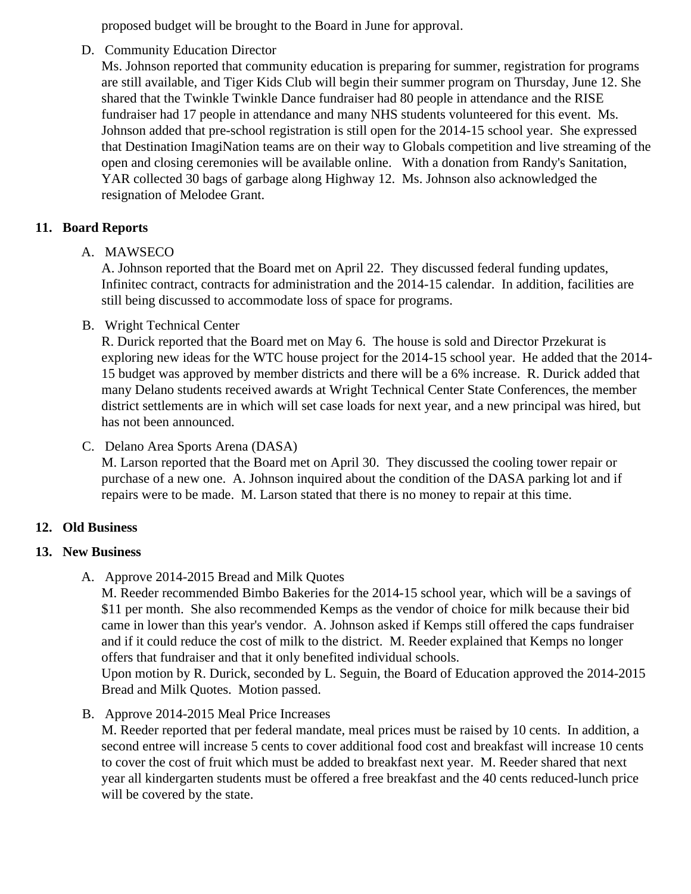proposed budget will be brought to the Board in June for approval.

D. Community Education Director
   Ms. Johnson reported that community education is preparing for summer, registration for programs are still available, and Tiger Kids Club will begin their summer program on Thursday, June 12. She shared that the Twinkle Twinkle Dance fundraiser had 80 people in attendance and the RISE fundraiser had 17 people in attendance and many NHS students volunteered for this event. Ms. Johnson added that pre-school registration is still open for the 2014-15 school year. She expressed that Destination ImagiNation teams are on their way to Globals competition and live streaming of the open and closing ceremonies will be available online. With a donation from Randy's Sanitation, YAR collected 30 bags of garbage along Highway 12. Ms. Johnson also acknowledged the resignation of Melodee Grant.

## 11. Board Reports

A. MAWSECO
   A. Johnson reported that the Board met on April 22. They discussed federal funding updates, Infinitec contract, contracts for administration and the 2014-15 calendar. In addition, facilities are still being discussed to accommodate loss of space for programs.

B. Wright Technical Center
   R. Durick reported that the Board met on May 6. The house is sold and Director Przekurat is exploring new ideas for the WTC house project for the 2014-15 school year. He added that the 2014-15 budget was approved by member districts and there will be a 6% increase. R. Durick added that many Delano students received awards at Wright Technical Center State Conferences, the member district settlements are in which will set case loads for next year, and a new principal was hired, but has not been announced.

C. Delano Area Sports Arena (DASA)
   M. Larson reported that the Board met on April 30. They discussed the cooling tower repair or purchase of a new one. A. Johnson inquired about the condition of the DASA parking lot and if repairs were to be made. M. Larson stated that there is no money to repair at this time.

## 12. Old Business

## 13. New Business

A. Approve 2014-2015 Bread and Milk Quotes
   M. Reeder recommended Bimbo Bakeries for the 2014-15 school year, which will be a savings of $11 per month. She also recommended Kemps as the vendor of choice for milk because their bid came in lower than this year's vendor. A. Johnson asked if Kemps still offered the caps fundraiser and if it could reduce the cost of milk to the district. M. Reeder explained that Kemps no longer offers that fundraiser and that it only benefited individual schools.
   Upon motion by R. Durick, seconded by L. Seguin, the Board of Education approved the 2014-2015 Bread and Milk Quotes. Motion passed.

B. Approve 2014-2015 Meal Price Increases
   M. Reeder reported that per federal mandate, meal prices must be raised by 10 cents. In addition, a second entree will increase 5 cents to cover additional food cost and breakfast will increase 10 cents to cover the cost of fruit which must be added to breakfast next year. M. Reeder shared that next year all kindergarten students must be offered a free breakfast and the 40 cents reduced-lunch price will be covered by the state.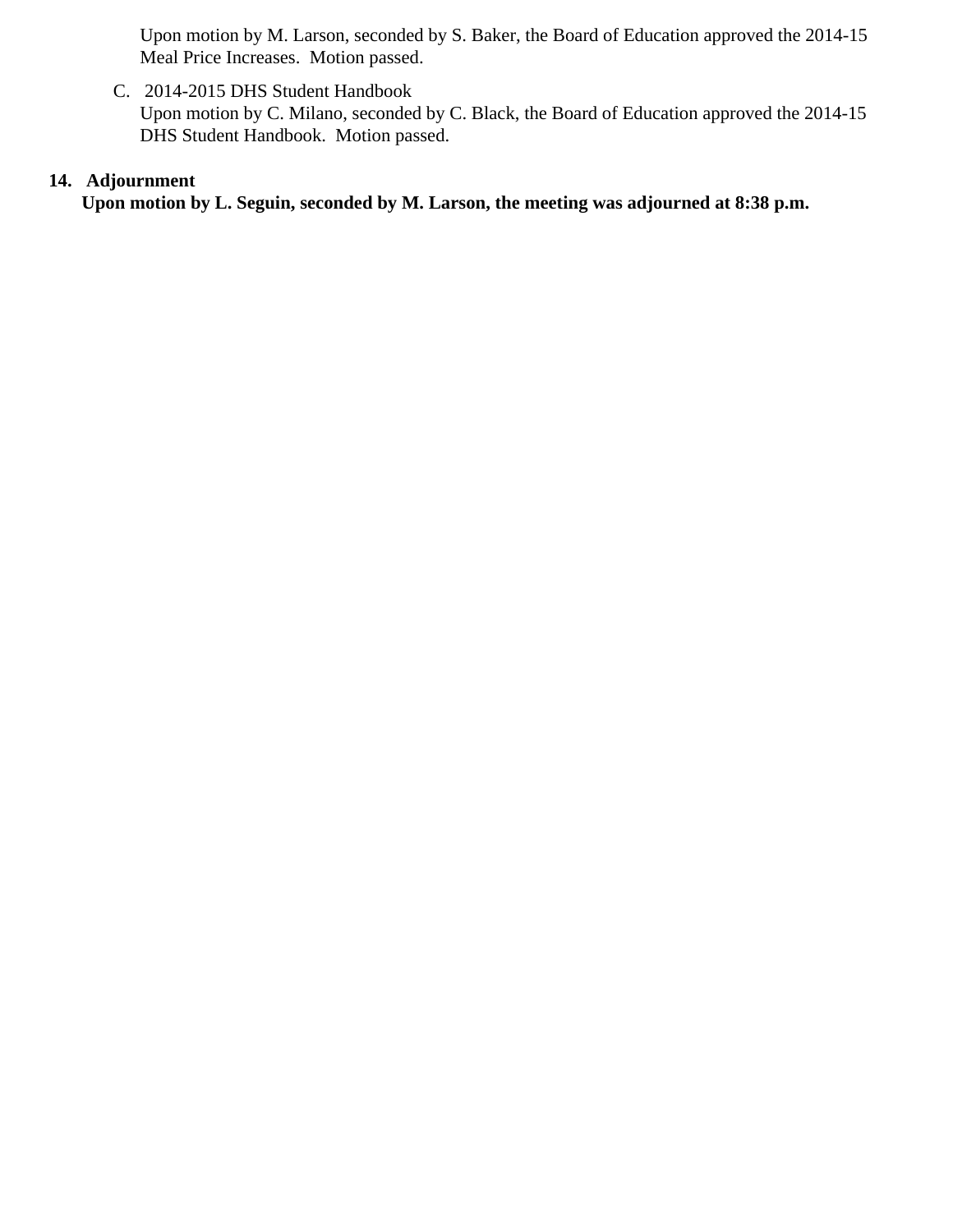Upon motion by M. Larson, seconded by S. Baker, the Board of Education approved the 2014-15 Meal Price Increases. Motion passed.

C. 2014-2015 DHS Student Handbook
   Upon motion by C. Milano, seconded by C. Black, the Board of Education approved the 2014-15 DHS Student Handbook. Motion passed.

**14. Adjournment**

**Upon motion by L. Seguin, seconded by M. Larson, the meeting was adjourned at 8:38 p.m.**